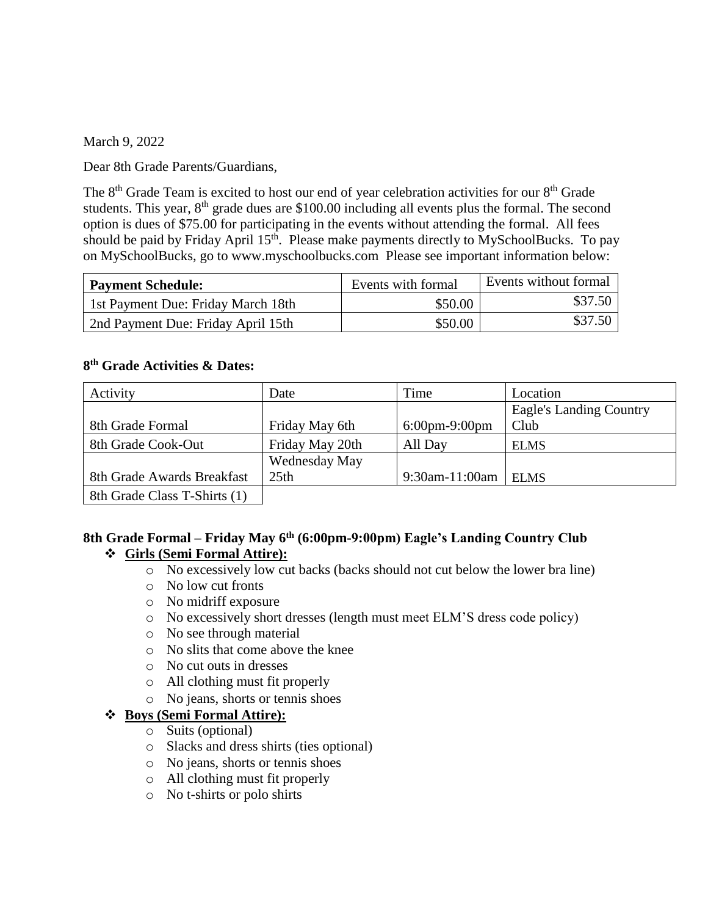March 9, 2022

Dear 8th Grade Parents/Guardians,

The 8th Grade Team is excited to host our end of year celebration activities for our 8th Grade students. This year, 8th grade dues are $100.00 including all events plus the formal. The second option is dues of $75.00 for participating in the events without attending the formal. All fees should be paid by Friday April 15th. Please make payments directly to MySchoolBucks. To pay on MySchoolBucks, go to www.myschoolbucks.com Please see important information below:

| **Payment Schedule:** | Events with formal | Events without formal |
|---|---|---|
| 1st Payment Due: Friday March 18th | $50.00 | $37.50 |
| 2nd Payment Due: Friday April 15th | $50.00 | $37.50 |

**8th Grade Activities & Dates:**

| Activity | Date | Time | Location |
|---|---|---|---|
| 8th Grade Formal | Friday May 6th | 6:00pm-9:00pm | Eagle's Landing Country Club |
| 8th Grade Cook-Out | Friday May 20th | All Day | ELMS |
| 8th Grade Awards Breakfast | Wednesday May 25th | 9:30am-11:00am | ELMS |
| 8th Grade Class T-Shirts (1) | | | |

**8th Grade Formal – Friday May 6th (6:00pm-9:00pm) Eagle's Landing Country Club**

- **Girls (Semi Formal Attire):**
  - No excessively low cut backs (backs should not cut below the lower bra line)
  - No low cut fronts
  - No midriff exposure
  - No excessively short dresses (length must meet ELM'S dress code policy)
  - No see through material
  - No slits that come above the knee
  - No cut outs in dresses
  - All clothing must fit properly
  - No jeans, shorts or tennis shoes
- **Boys (Semi Formal Attire):**
  - Suits (optional)
  - Slacks and dress shirts (ties optional)
  - No jeans, shorts or tennis shoes
  - All clothing must fit properly
  - No t-shirts or polo shirts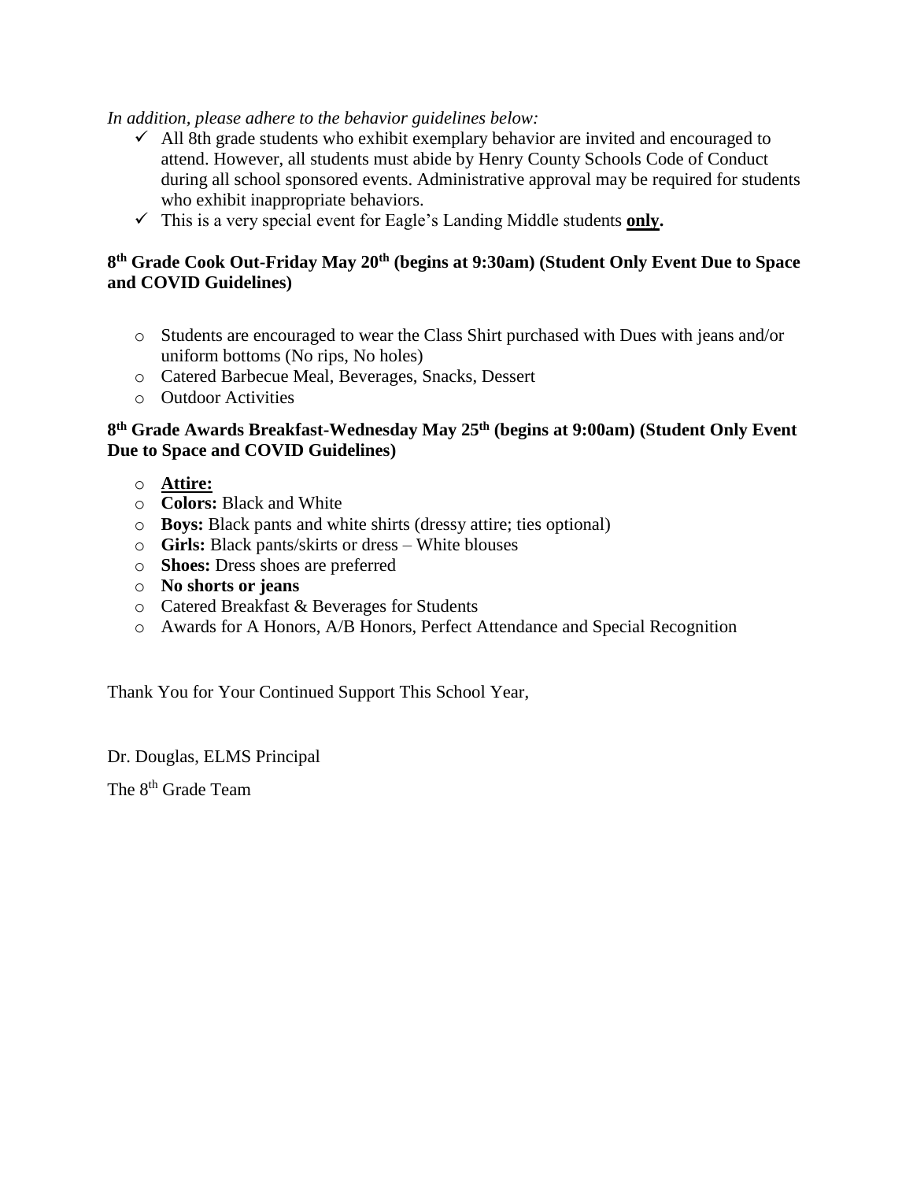*In addition, please adhere to the behavior guidelines below:*

- ✓ All 8th grade students who exhibit exemplary behavior are invited and encouraged to attend. However, all students must abide by Henry County Schools Code of Conduct during all school sponsored events. Administrative approval may be required for students who exhibit inappropriate behaviors.
- ✓ This is a very special event for Eagle's Landing Middle students **only.**

**8th Grade Cook Out-Friday May 20th (begins at 9:30am) (Student Only Event Due to Space and COVID Guidelines)**

- Students are encouraged to wear the Class Shirt purchased with Dues with jeans and/or uniform bottoms (No rips, No holes)
- Catered Barbecue Meal, Beverages, Snacks, Dessert
- Outdoor Activities

**8th Grade Awards Breakfast-Wednesday May 25th (begins at 9:00am) (Student Only Event Due to Space and COVID Guidelines)**

- **Attire:**
- **Colors:** Black and White
- **Boys:** Black pants and white shirts (dressy attire; ties optional)
- **Girls:** Black pants/skirts or dress – White blouses
- **Shoes:** Dress shoes are preferred
- **No shorts or jeans**
- Catered Breakfast & Beverages for Students
- Awards for A Honors, A/B Honors, Perfect Attendance and Special Recognition

Thank You for Your Continued Support This School Year,

Dr. Douglas, ELMS Principal

The 8th Grade Team